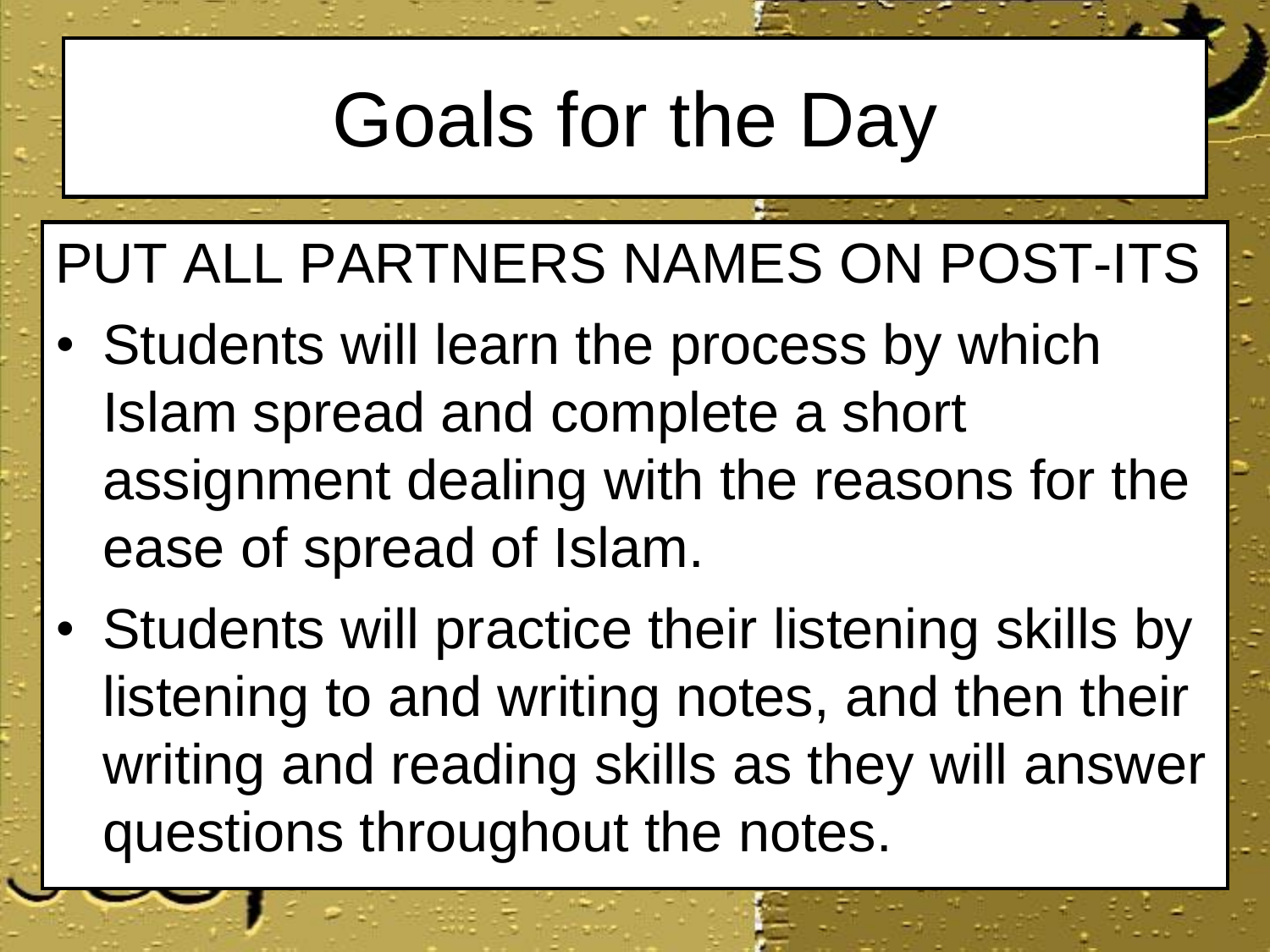# Goals for the Day

PUT ALL PARTNERS NAMES ON POST-ITS

- Students will learn the process by which Islam spread and complete a short assignment dealing with the reasons for the ease of spread of Islam.
- Students will practice their listening skills by listening to and writing notes, and then their writing and reading skills as they will answer questions throughout the notes.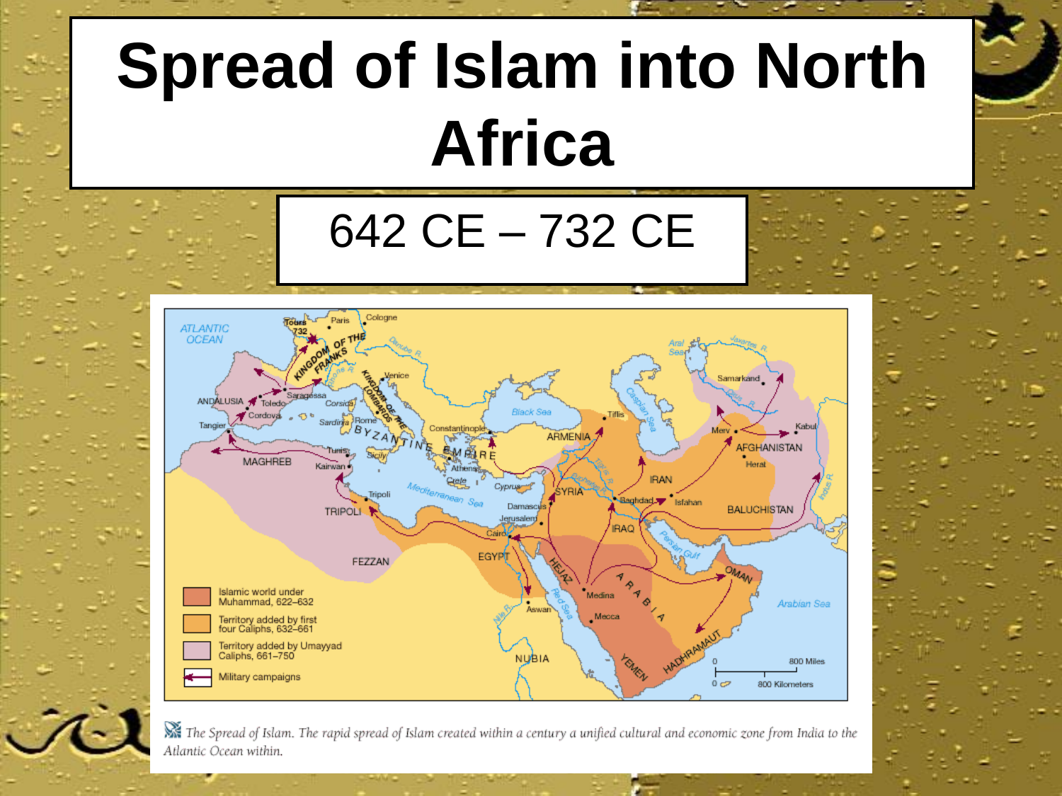# Spread of Islam into North Africa

## 642 CE – 732 CE

The Spread of Islam. The rapid spread of Islam created within a century a unified cultural and economic zone from India to the Atlantic Ocean within.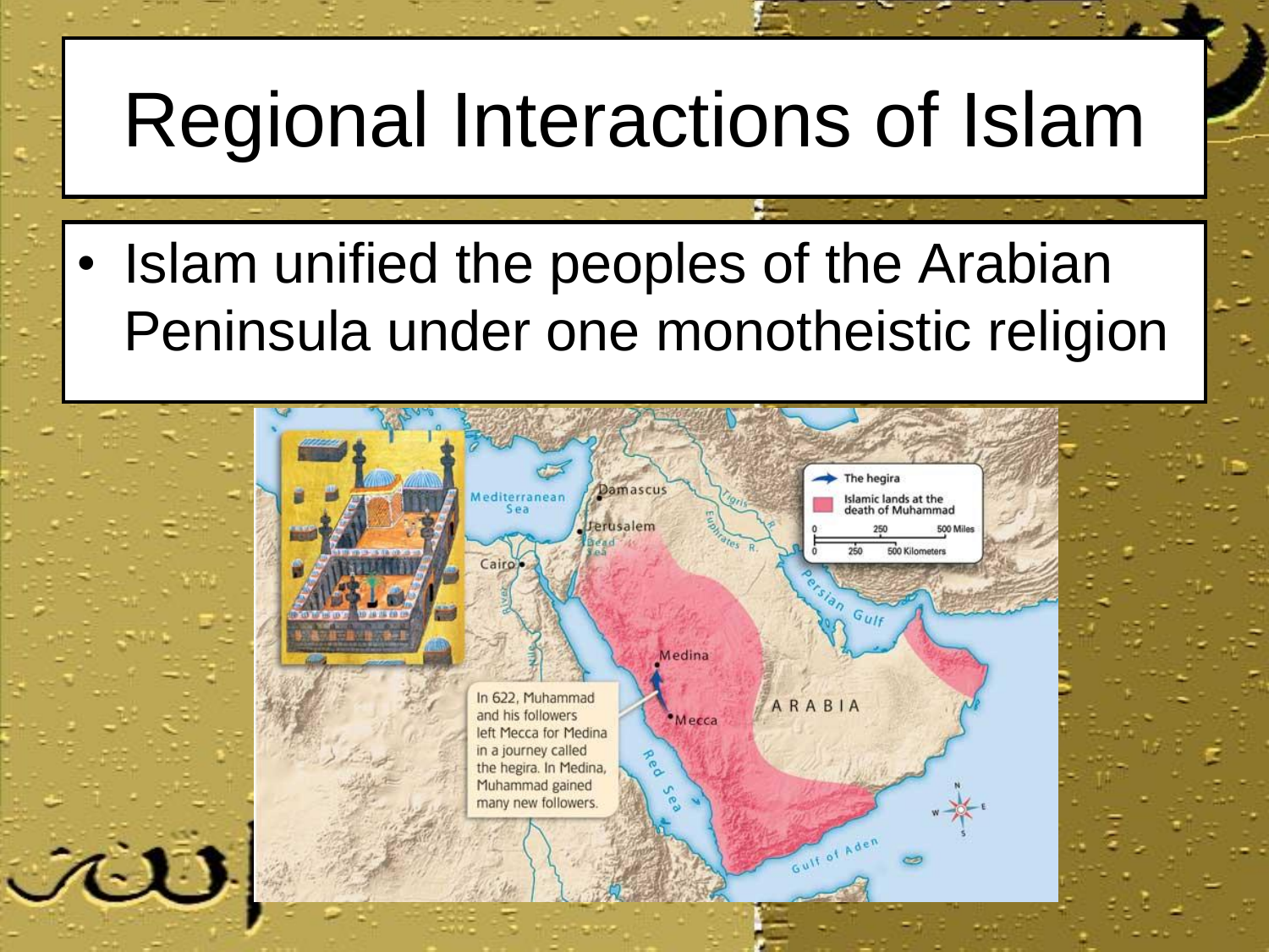# Regional Interactions of Islam

- Islam unified the peoples of the Arabian Peninsula under one monotheistic religion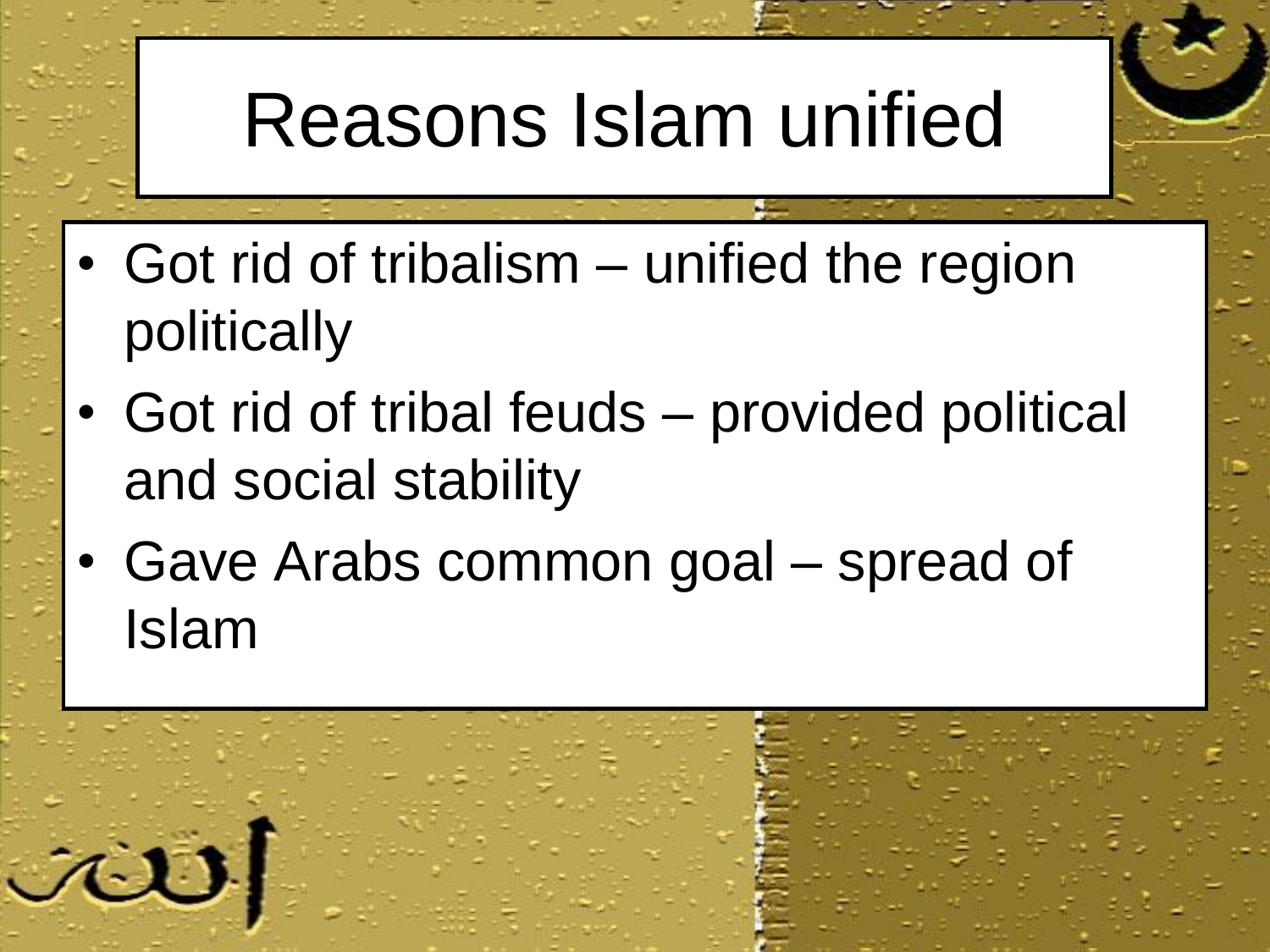# Reasons Islam unified

- Got rid of tribalism – unified the region politically
- Got rid of tribal feuds – provided political and social stability
- Gave Arabs common goal – spread of Islam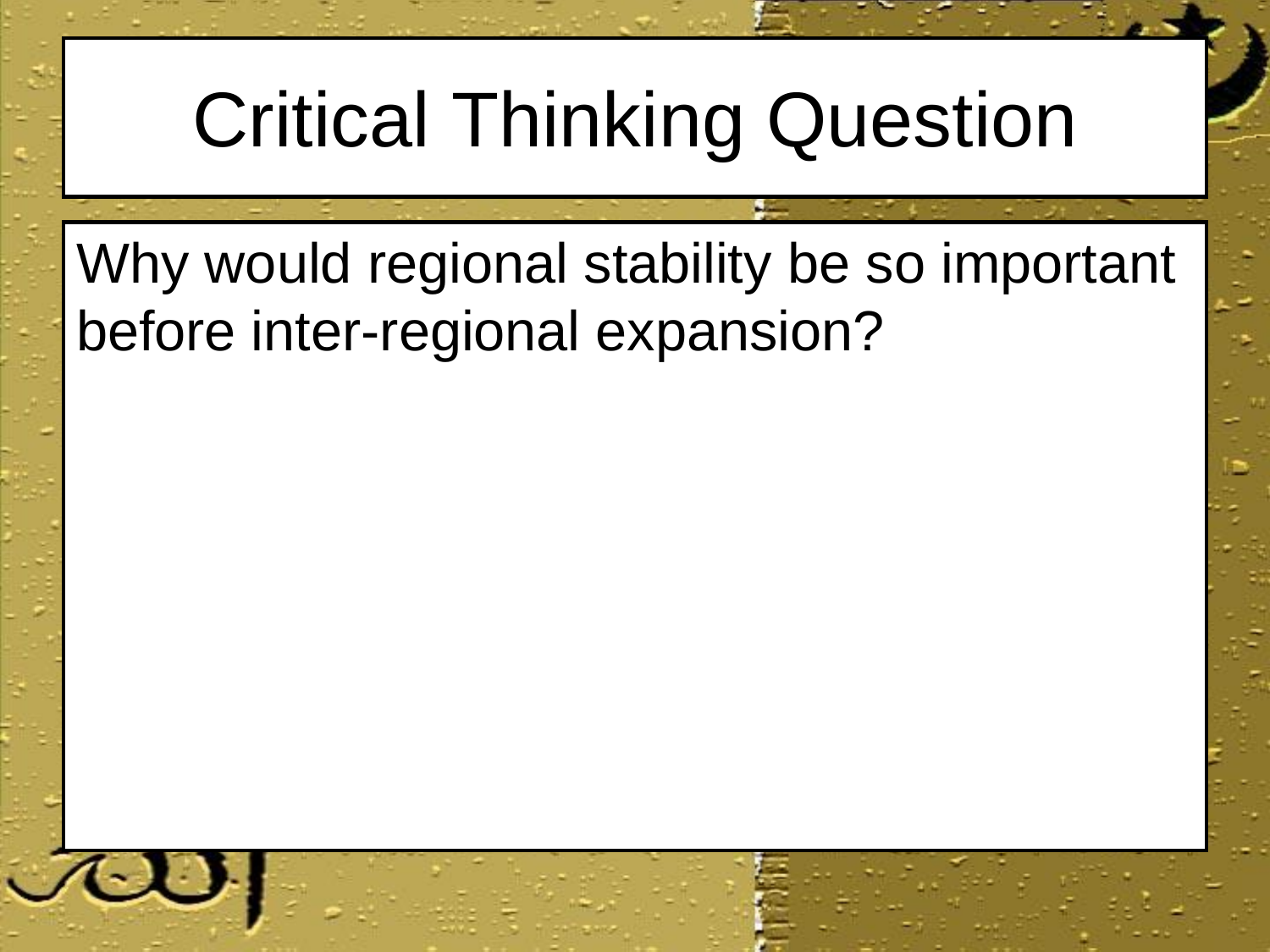# Critical Thinking Question

Why would regional stability be so important before inter-regional expansion?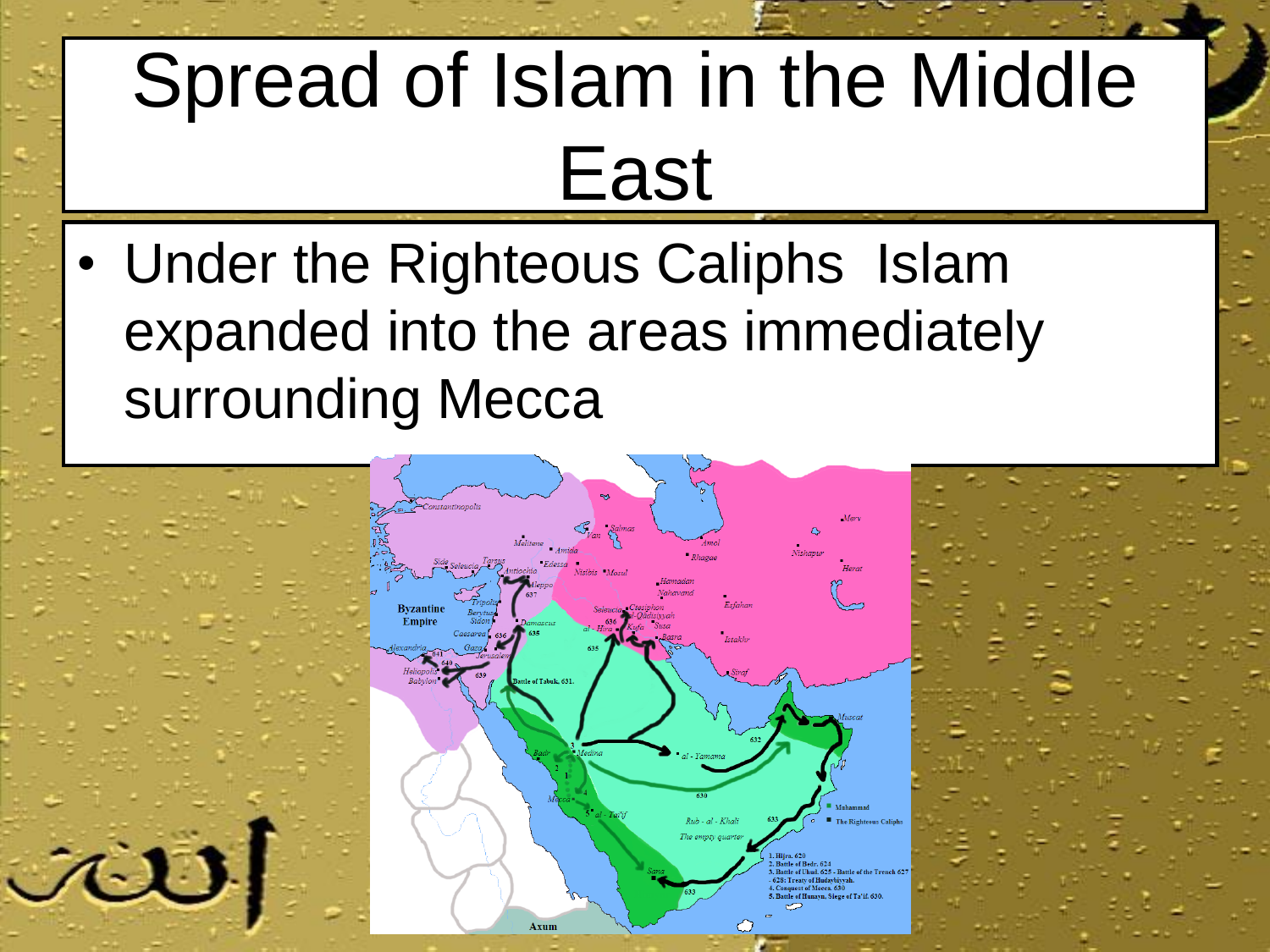# Spread of Islam in the Middle East

- Under the Righteous Caliphs Islam expanded into the areas immediately surrounding Mecca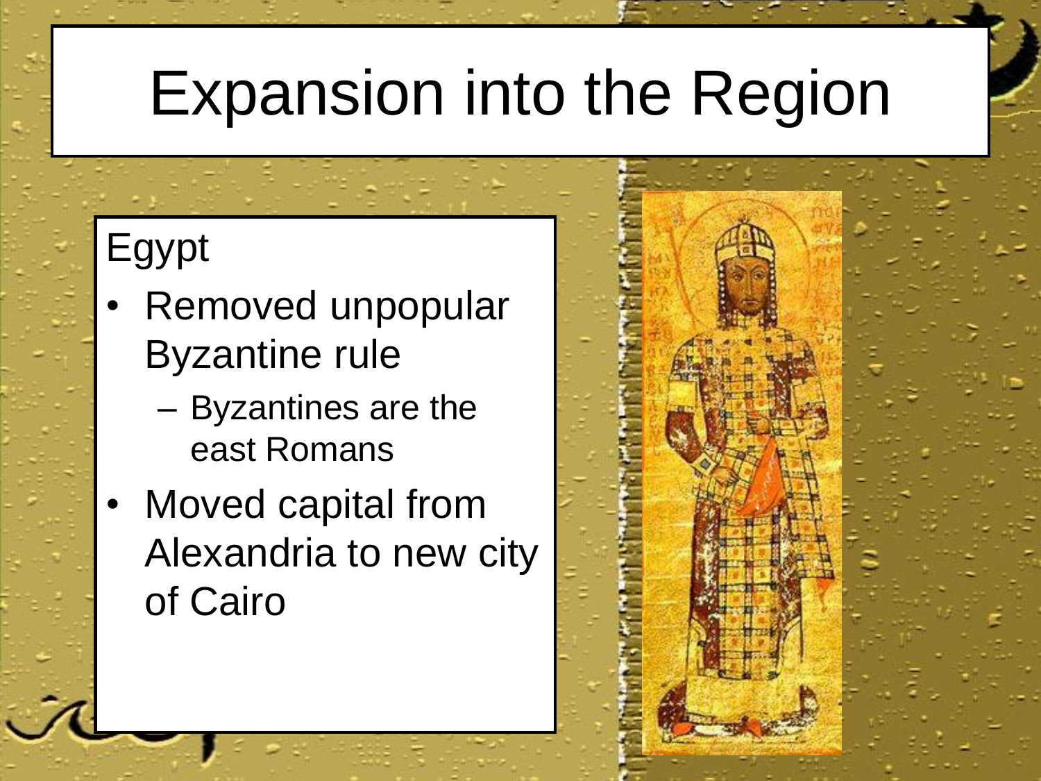# Expansion into the Region

Egypt

- Removed unpopular Byzantine rule
  - Byzantines are the east Romans
- Moved capital from Alexandria to new city of Cairo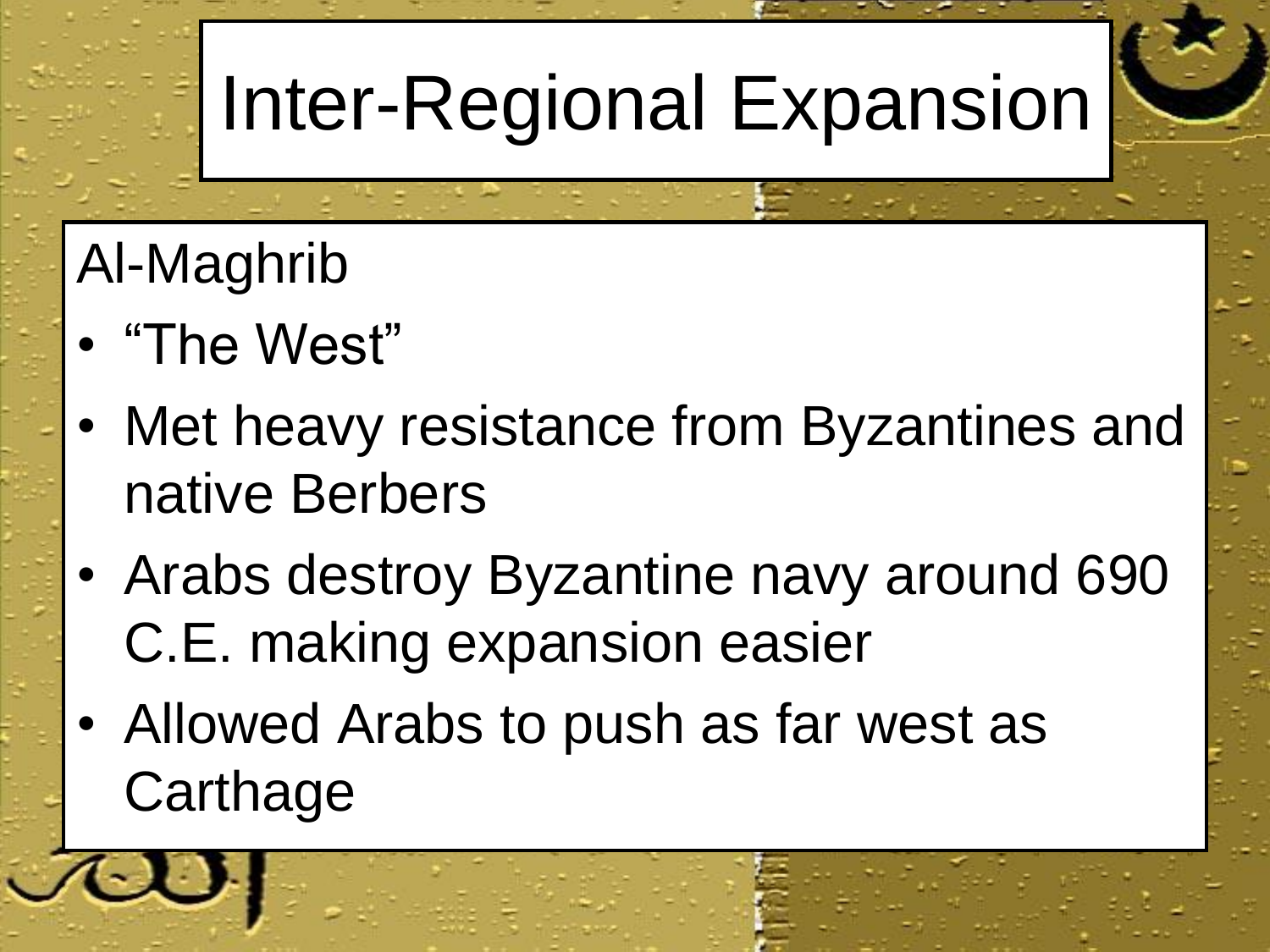# Inter-Regional Expansion

Al-Maghrib

- "The West"
- Met heavy resistance from Byzantines and native Berbers
- Arabs destroy Byzantine navy around 690 C.E. making expansion easier
- Allowed Arabs to push as far west as Carthage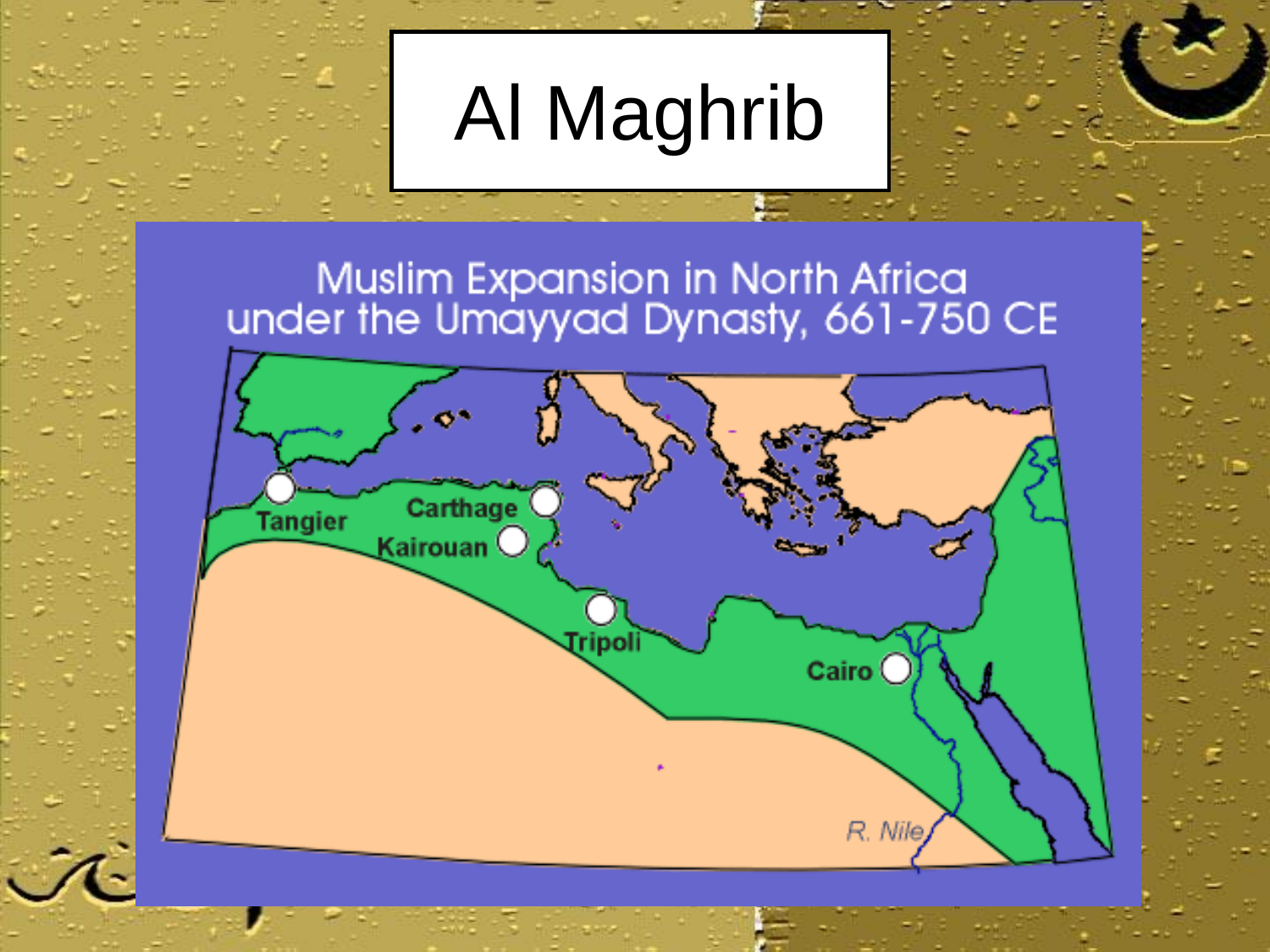# Al Maghrib

Muslim Expansion in North Africa under the Umayyad Dynasty, 661-750 CE

Tangier

Carthage

Kairouan

Tripoli

Cairo

R. Nile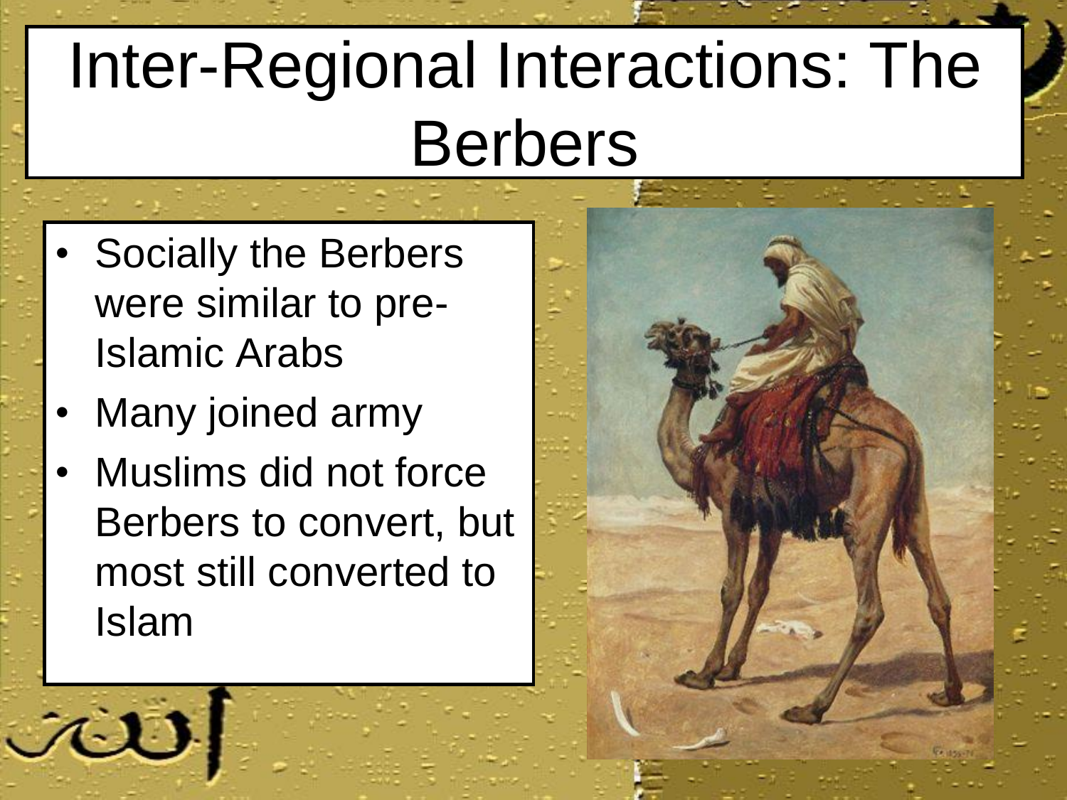# Inter-Regional Interactions: The Berbers

- Socially the Berbers were similar to pre-Islamic Arabs
- Many joined army
- Muslims did not force Berbers to convert, but most still converted to Islam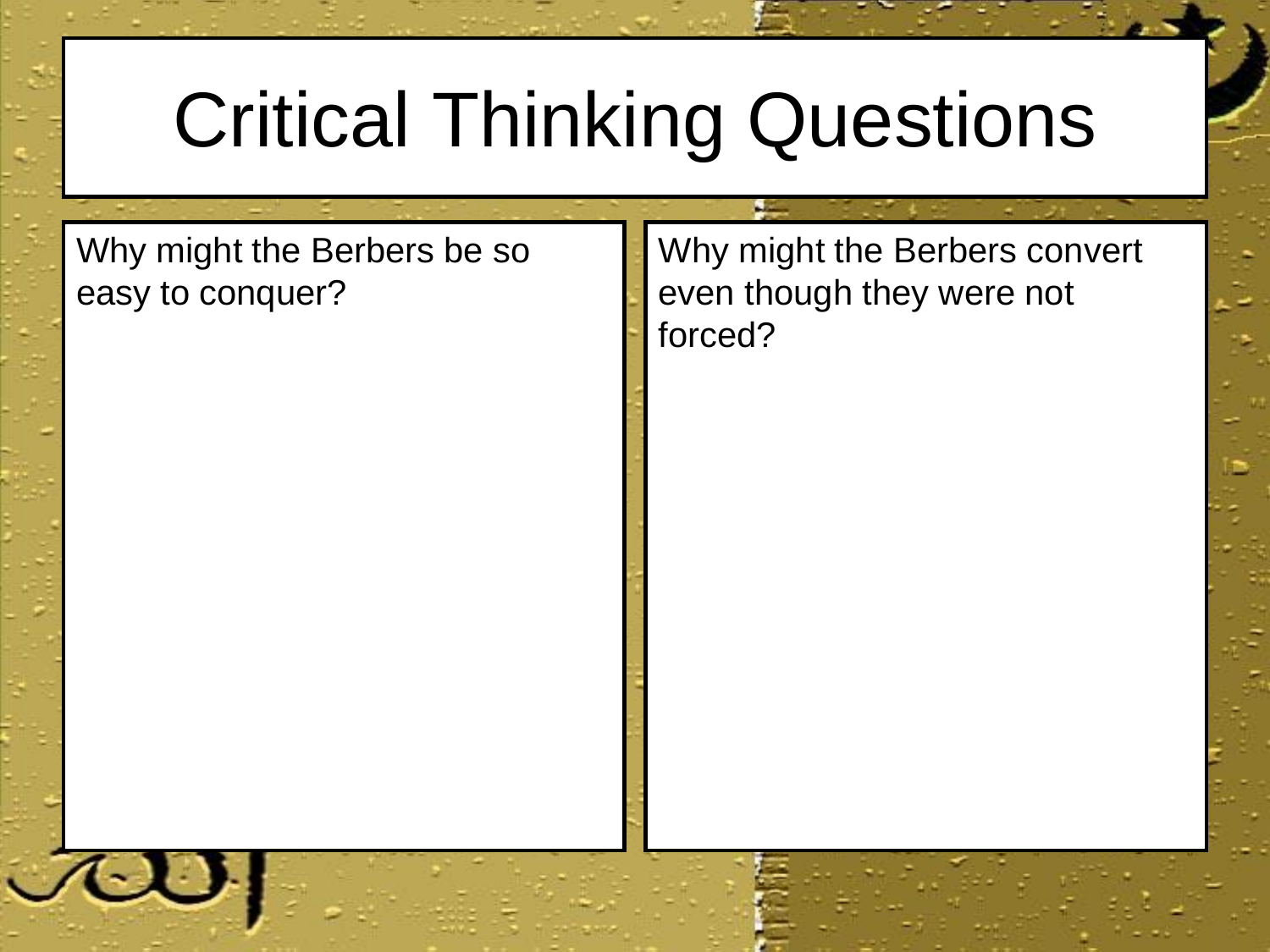# Critical Thinking Questions

Why might the Berbers be so easy to conquer?

Why might the Berbers convert even though they were not forced?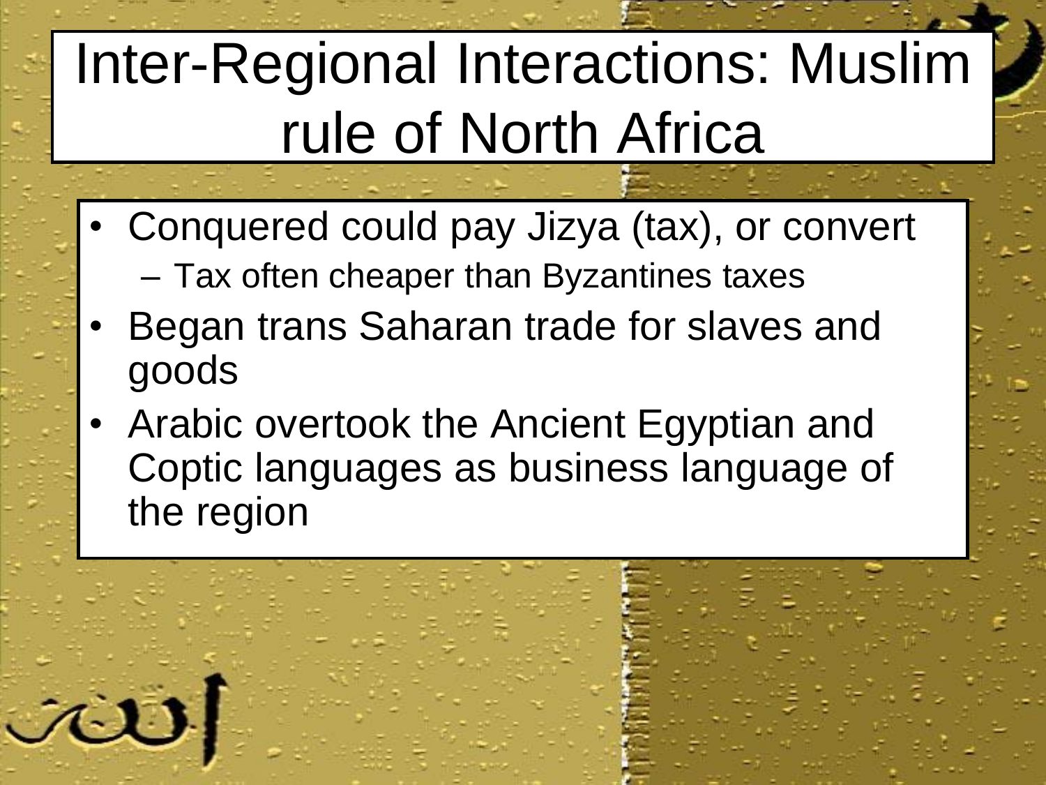# Inter-Regional Interactions: Muslim rule of North Africa

- Conquered could pay Jizya (tax), or convert
  - Tax often cheaper than Byzantines taxes
- Began trans Saharan trade for slaves and goods
- Arabic overtook the Ancient Egyptian and Coptic languages as business language of the region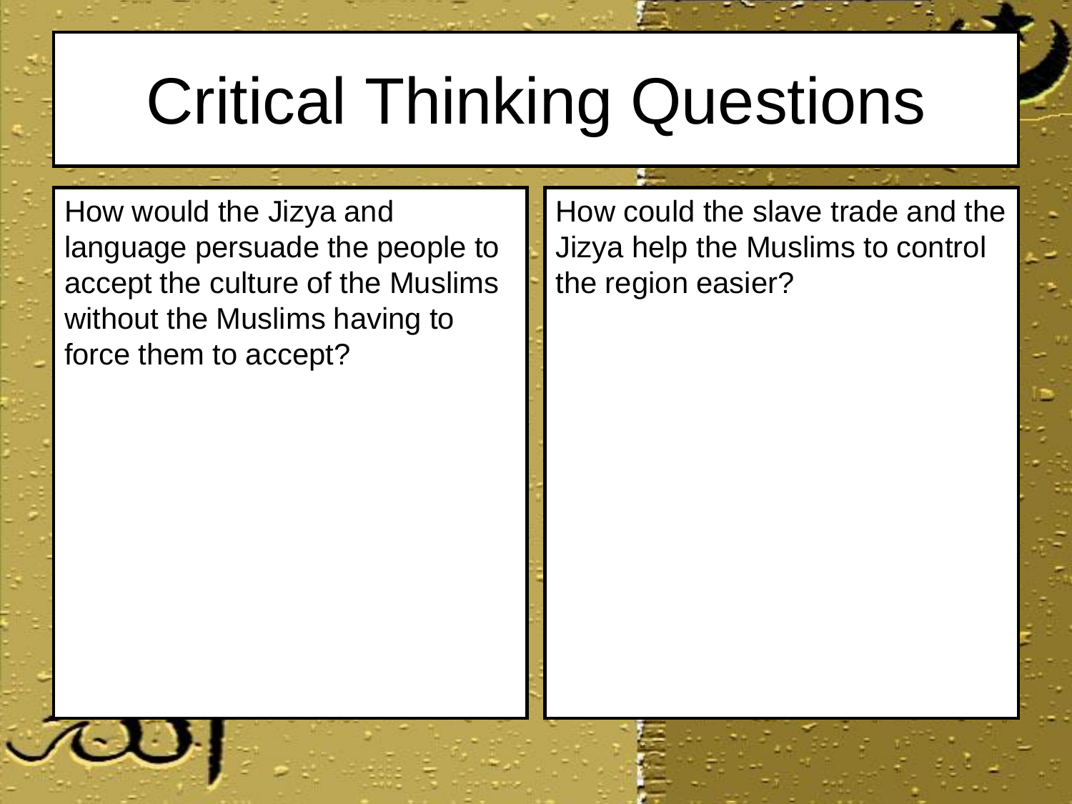# Critical Thinking Questions

How would the Jizya and language persuade the people to accept the culture of the Muslims without the Muslims having to force them to accept?

How could the slave trade and the Jizya help the Muslims to control the region easier?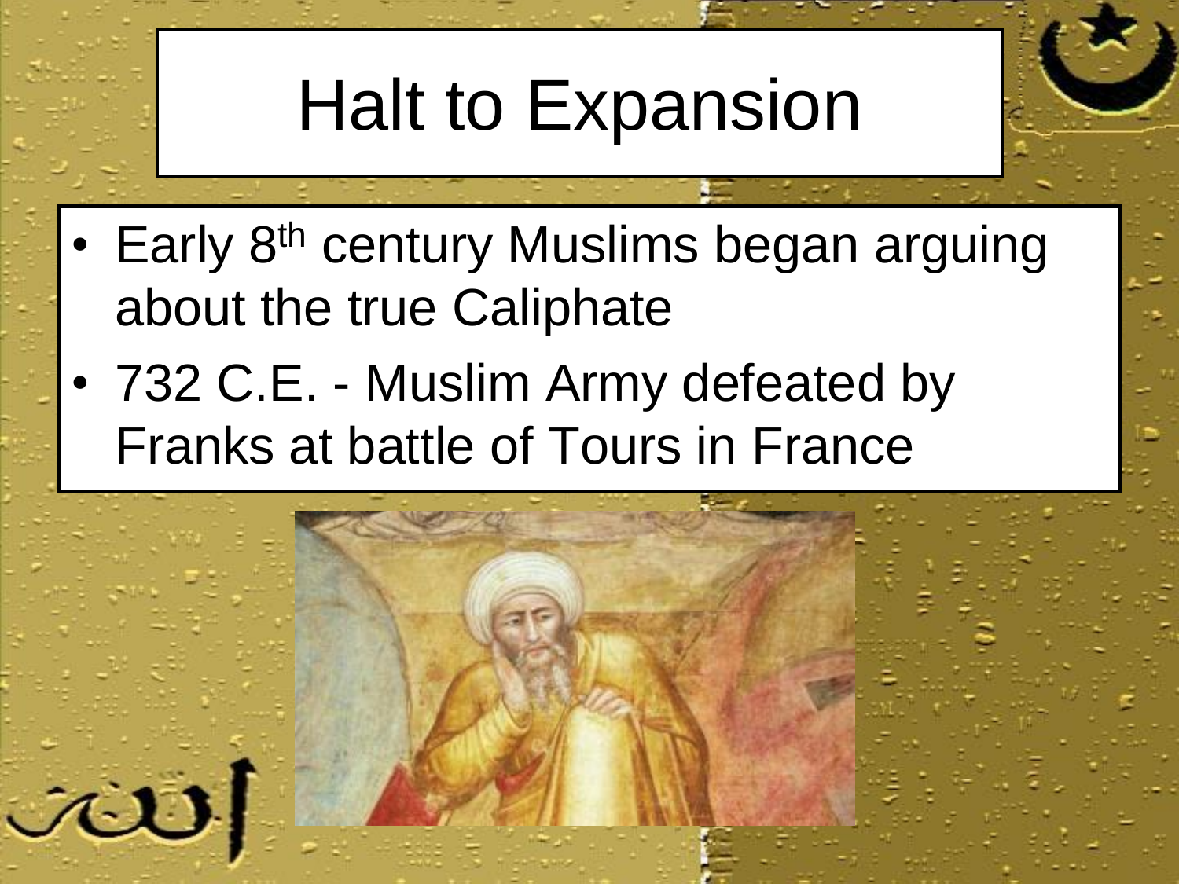# Halt to Expansion

- Early 8th century Muslims began arguing about the true Caliphate
- 732 C.E. - Muslim Army defeated by Franks at battle of Tours in France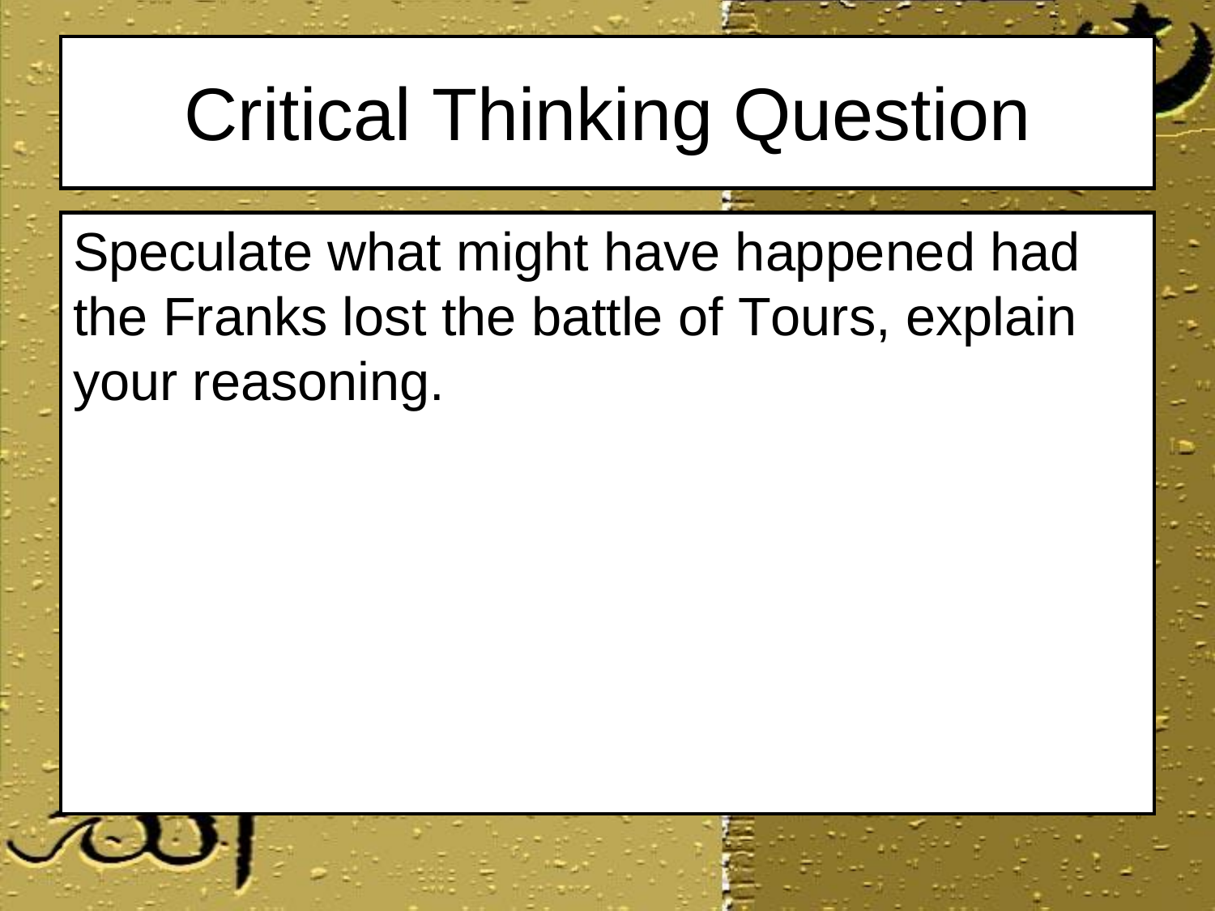# Critical Thinking Question

Speculate what might have happened had the Franks lost the battle of Tours, explain your reasoning.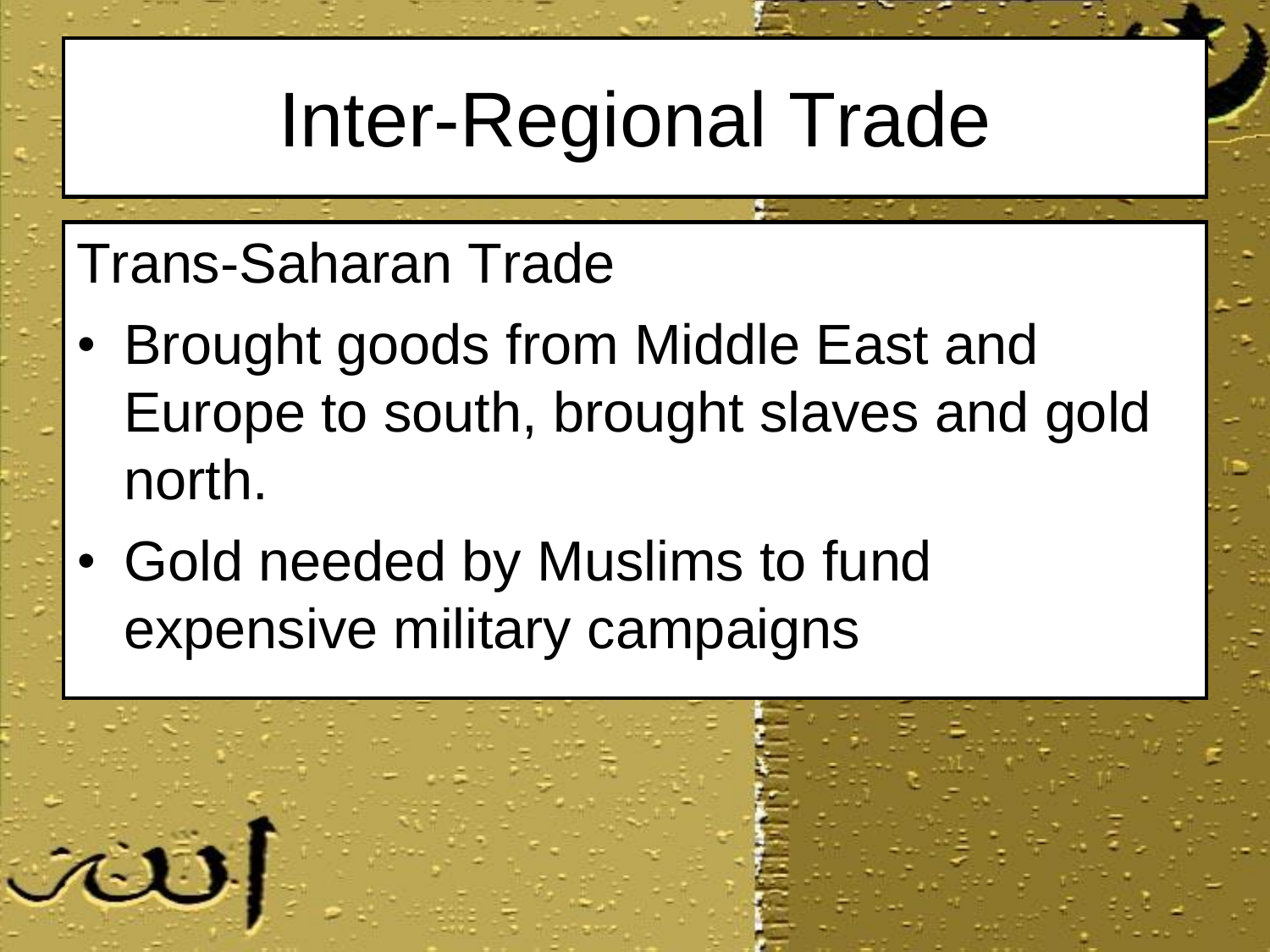# Inter-Regional Trade

Trans-Saharan Trade

- Brought goods from Middle East and Europe to south, brought slaves and gold north.
- Gold needed by Muslims to fund expensive military campaigns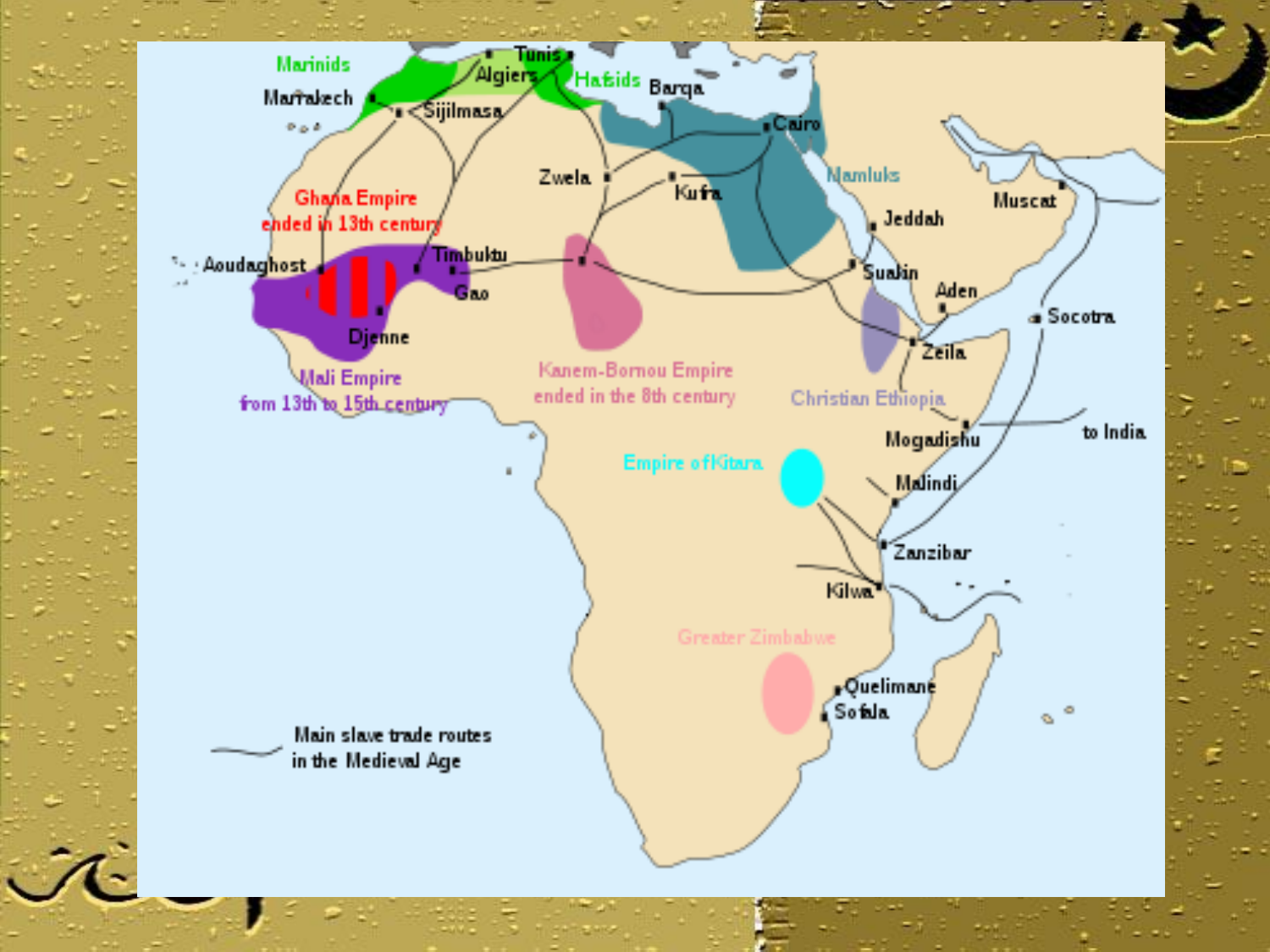Marinids

Marrakech

Tunis

Algiers

Hafsids

Barqa

Sijilmasa

Cairo

Mamluks

Zwela

Kufra

Jeddah

Muscat

Ghana Empire
ended in 13th century

Aoudaghost

Timbuktu

Gao

Djenne

Suakin

Aden

Socotra

Zeila

Mali Empire
from 13th to 15th century

Kanem-Bornou Empire
ended in the 8th century

Christian Ethiopia

Mogadishu

to India

Empire of Kitara

Malindi

Zanzibar

Kilwa

Greater Zimbabwe

Quelimane

Sofala

Main slave trade routes
in the Medieval Age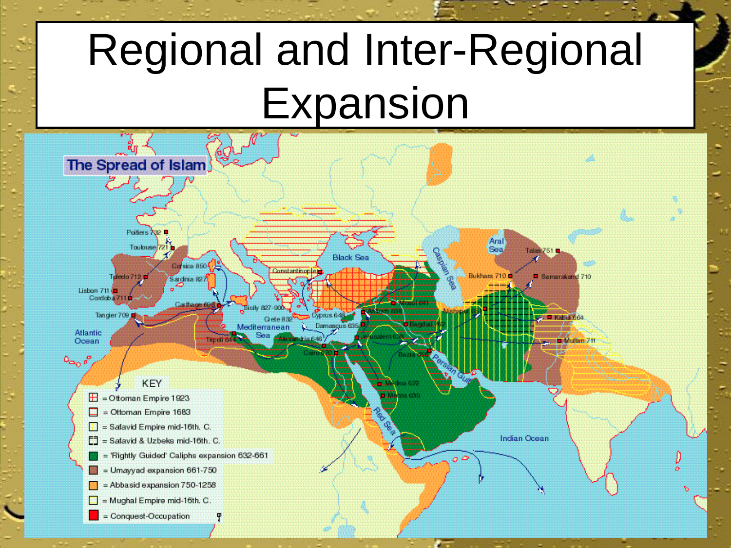# Regional and Inter-Regional Expansion

**The Spread of Islam**

KEY

- = Ottoman Empire 1923
- = Ottoman Empire 1683
- = Safavid Empire mid-16th. C.
- = Safavid & Uzbeks mid-16th. C.
- = 'Rightly Guided' Caliphs expansion 632-661
- = Umayyad expansion 661-750
- = Abbasid expansion 750-1258
- = Mughal Empire mid-16th. C.
- = Conquest-Occupation

Poitiers 732, Toulouse 721, Toledo 712, Lisbon 711, Cordoba 711, Tangier 709, Corsica 850, Sardinia 827, Carthage 698, Sicily 827-900, Crete 832, Tripoli 644, Alexandria 646, Cairo 670, Constantinople, Cyprus 648, Damascus 635, Jerusalem 638, Antioch 638, Mosul 641, Bagdad 762, Basra 656, Medina 622, Mecca 630, Nishapur 651, Bukhara 710, Samarkand 710, Talas 751, Kabul 664, Multan 711

Atlantic Ocean, Mediterranean Sea, Black Sea, Caspian Sea, Aral Sea, Persian Gulf, Red Sea, Indian Ocean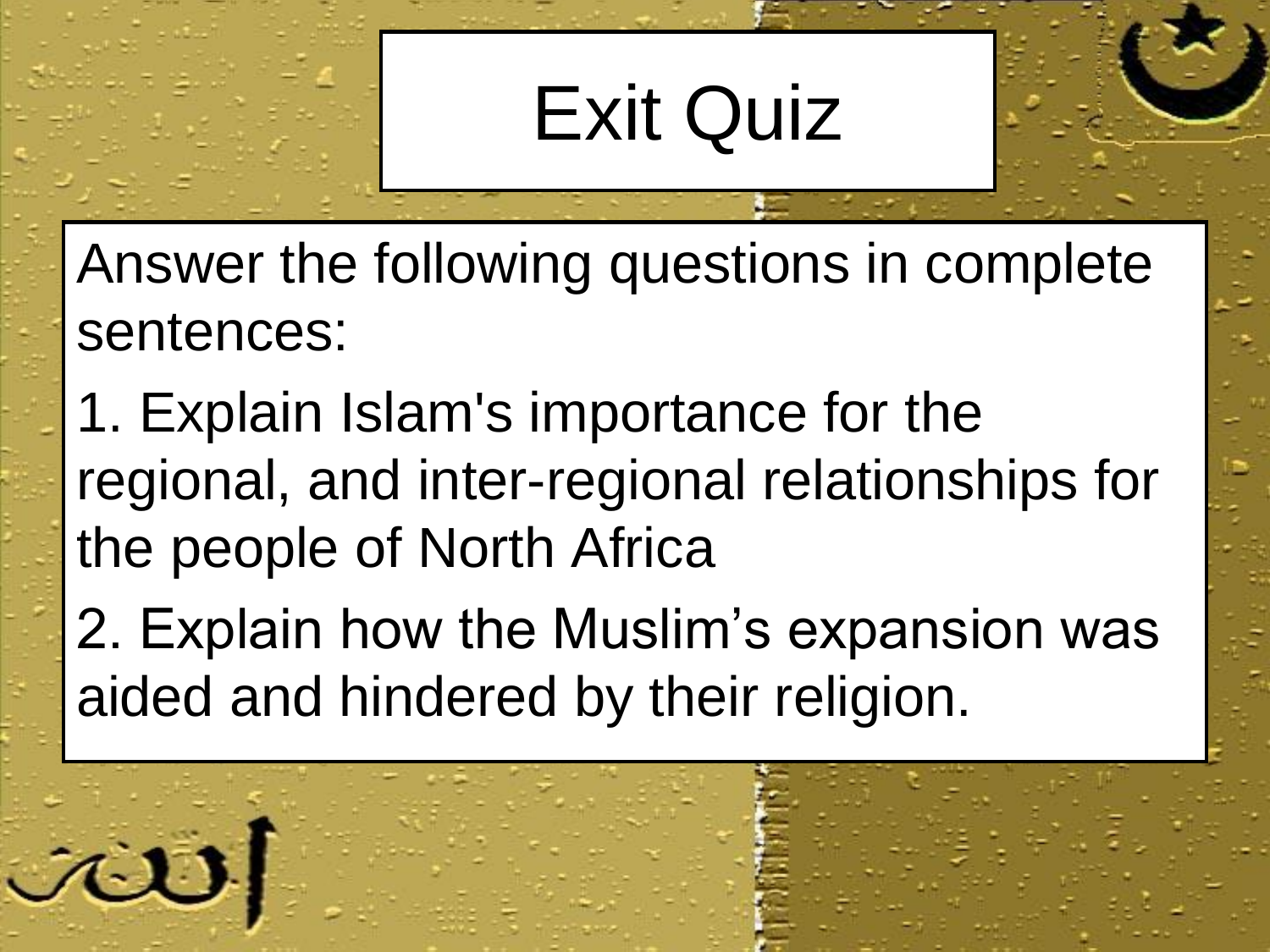# Exit Quiz

Answer the following questions in complete sentences:

1. Explain Islam's importance for the regional, and inter-regional relationships for the people of North Africa
2. Explain how the Muslim's expansion was aided and hindered by their religion.